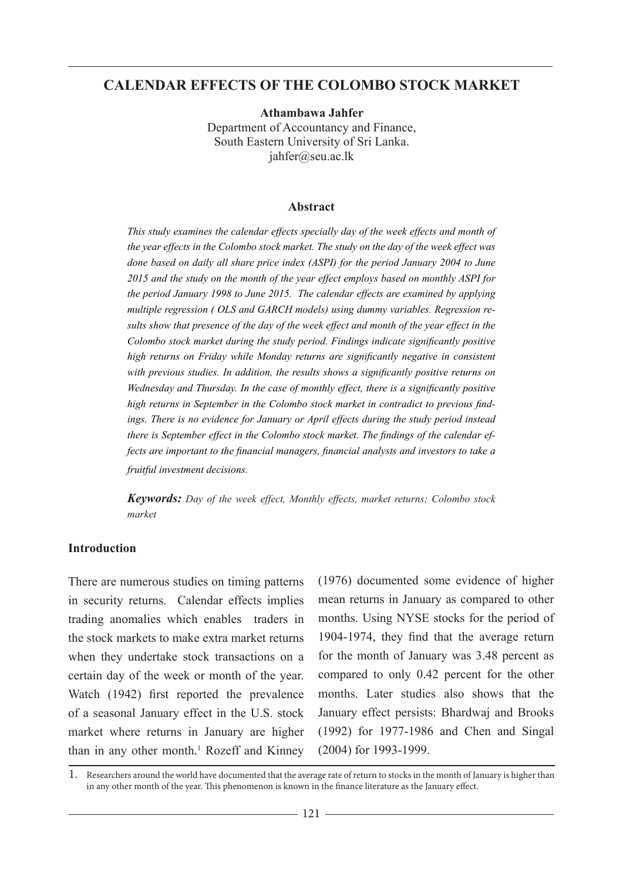# CALENDAR EFFECTS OF THE COLOMBO STOCK MARKET

**Athambawa Jahfer**
Department of Accountancy and Finance,
South Eastern University of Sri Lanka.
jahfer@seu.ac.lk

### Abstract

*This study examines the calendar effects specially day of the week effects and month of the year effects in the Colombo stock market. The study on the day of the week effect was done based on daily all share price index (ASPI) for the period January 2004 to June 2015 and the study on the month of the year effect employs based on monthly ASPI for the period January 1998 to June 2015. The calendar effects are examined by applying multiple regression ( OLS and GARCH models) using dummy variables. Regression results show that presence of the day of the week effect and month of the year effect in the Colombo stock market during the study period. Findings indicate significantly positive high returns on Friday while Monday returns are significantly negative in consistent with previous studies. In addition, the results shows a significantly positive returns on Wednesday and Thursday. In the case of monthly effect, there is a significantly positive high returns in September in the Colombo stock market in contradict to previous findings. There is no evidence for January or April effects during the study period instead there is September effect in the Colombo stock market. The findings of the calendar effects are important to the financial managers, financial analysts and investors to take a fruitful investment decisions.*

***Keywords:*** *Day of the week effect, Monthly effects, market returns; Colombo stock market*

## Introduction

There are numerous studies on timing patterns in security returns. Calendar effects implies trading anomalies which enables traders in the stock markets to make extra market returns when they undertake stock transactions on a certain day of the week or month of the year. Watch (1942) first reported the prevalence of a seasonal January effect in the U.S. stock market where returns in January are higher than in any other month.[1] Rozeff and Kinney (1976) documented some evidence of higher mean returns in January as compared to other months. Using NYSE stocks for the period of 1904-1974, they find that the average return for the month of January was 3.48 percent as compared to only 0.42 percent for the other months. Later studies also shows that the January effect persists: Bhardwaj and Brooks (1992) for 1977-1986 and Chen and Singal (2004) for 1993-1999.

1. Researchers around the world have documented that the average rate of return to stocks in the month of January is higher than in any other month of the year. This phenomenon is known in the finance literature as the January effect.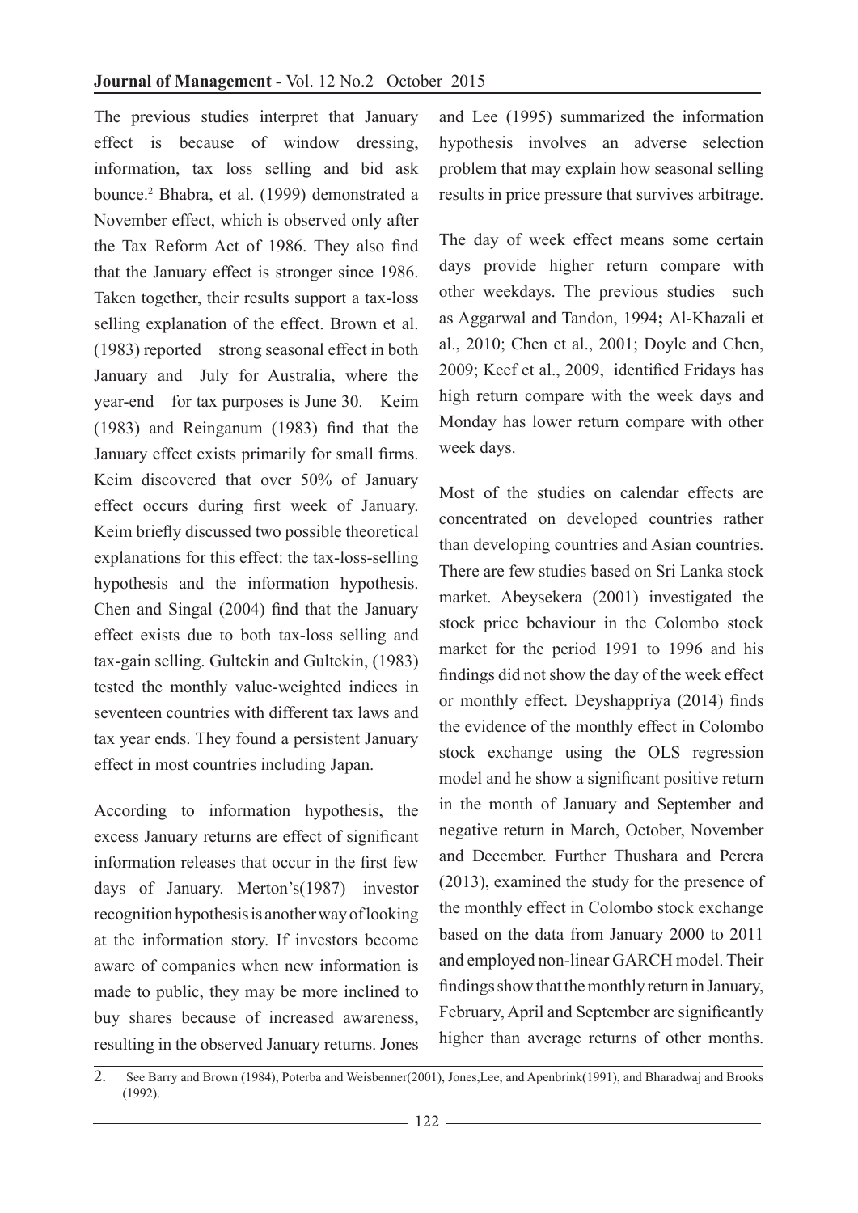The previous studies interpret that January effect is because of window dressing, information, tax loss selling and bid ask bounce.[2] Bhabra, et al. (1999) demonstrated a November effect, which is observed only after the Tax Reform Act of 1986. They also find that the January effect is stronger since 1986. Taken together, their results support a tax-loss selling explanation of the effect. Brown et al. (1983) reported strong seasonal effect in both January and July for Australia, where the year-end for tax purposes is June 30. Keim (1983) and Reinganum (1983) find that the January effect exists primarily for small firms. Keim discovered that over 50% of January effect occurs during first week of January. Keim briefly discussed two possible theoretical explanations for this effect: the tax-loss-selling hypothesis and the information hypothesis. Chen and Singal (2004) find that the January effect exists due to both tax-loss selling and tax-gain selling. Gultekin and Gultekin, (1983) tested the monthly value-weighted indices in seventeen countries with different tax laws and tax year ends. They found a persistent January effect in most countries including Japan.

According to information hypothesis, the excess January returns are effect of significant information releases that occur in the first few days of January. Merton's(1987) investor recognition hypothesis is another way of looking at the information story. If investors become aware of companies when new information is made to public, they may be more inclined to buy shares because of increased awareness, resulting in the observed January returns. Jones and Lee (1995) summarized the information hypothesis involves an adverse selection problem that may explain how seasonal selling results in price pressure that survives arbitrage.

The day of week effect means some certain days provide higher return compare with other weekdays. The previous studies such as Aggarwal and Tandon, 1994**;** Al-Khazali et al., 2010; Chen et al., 2001; Doyle and Chen, 2009; Keef et al., 2009, identified Fridays has high return compare with the week days and Monday has lower return compare with other week days.

Most of the studies on calendar effects are concentrated on developed countries rather than developing countries and Asian countries. There are few studies based on Sri Lanka stock market. Abeysekera (2001) investigated the stock price behaviour in the Colombo stock market for the period 1991 to 1996 and his findings did not show the day of the week effect or monthly effect. Deyshappriya (2014) finds the evidence of the monthly effect in Colombo stock exchange using the OLS regression model and he show a significant positive return in the month of January and September and negative return in March, October, November and December. Further Thushara and Perera (2013), examined the study for the presence of the monthly effect in Colombo stock exchange based on the data from January 2000 to 2011 and employed non-linear GARCH model. Their findings show that the monthly return in January, February, April and September are significantly higher than average returns of other months.

---

2. See Barry and Brown (1984), Poterba and Weisbenner(2001), Jones,Lee, and Apenbrink(1991), and Bharadwaj and Brooks (1992).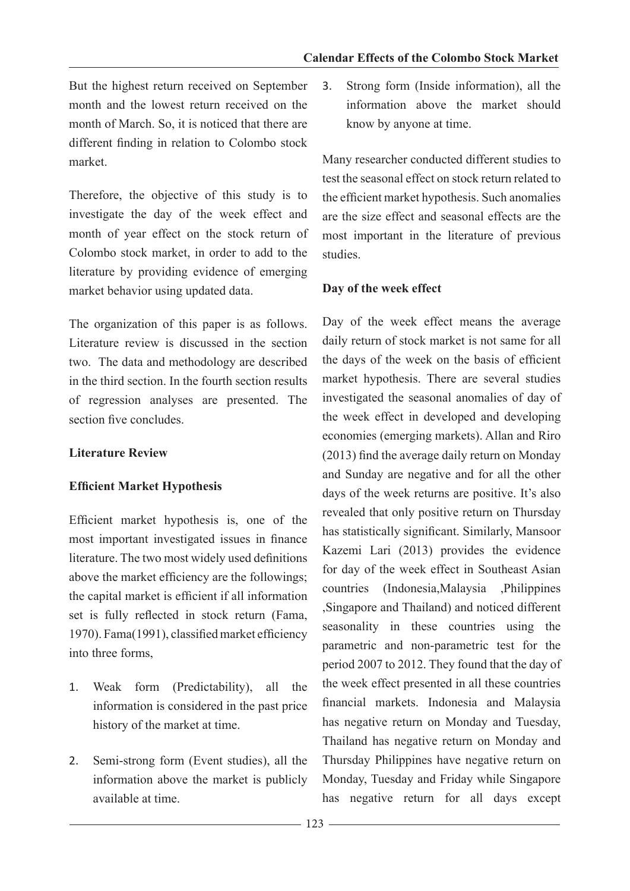But the highest return received on September month and the lowest return received on the month of March. So, it is noticed that there are different finding in relation to Colombo stock market.

Therefore, the objective of this study is to investigate the day of the week effect and month of year effect on the stock return of Colombo stock market, in order to add to the literature by providing evidence of emerging market behavior using updated data.

The organization of this paper is as follows. Literature review is discussed in the section two. The data and methodology are described in the third section. In the fourth section results of regression analyses are presented. The section five concludes.

## Literature Review

### Efficient Market Hypothesis

Efficient market hypothesis is, one of the most important investigated issues in finance literature. The two most widely used definitions above the market efficiency are the followings; the capital market is efficient if all information set is fully reflected in stock return (Fama, 1970). Fama(1991), classified market efficiency into three forms,

1. Weak form (Predictability), all the information is considered in the past price history of the market at time.
2. Semi-strong form (Event studies), all the information above the market is publicly available at time.
3. Strong form (Inside information), all the information above the market should know by anyone at time.

Many researcher conducted different studies to test the seasonal effect on stock return related to the efficient market hypothesis. Such anomalies are the size effect and seasonal effects are the most important in the literature of previous studies.

### Day of the week effect

Day of the week effect means the average daily return of stock market is not same for all the days of the week on the basis of efficient market hypothesis. There are several studies investigated the seasonal anomalies of day of the week effect in developed and developing economies (emerging markets). Allan and Riro (2013) find the average daily return on Monday and Sunday are negative and for all the other days of the week returns are positive. It's also revealed that only positive return on Thursday has statistically significant. Similarly, Mansoor Kazemi Lari (2013) provides the evidence for day of the week effect in Southeast Asian countries (Indonesia,Malaysia ,Philippines ,Singapore and Thailand) and noticed different seasonality in these countries using the parametric and non-parametric test for the period 2007 to 2012. They found that the day of the week effect presented in all these countries financial markets. Indonesia and Malaysia has negative return on Monday and Tuesday, Thailand has negative return on Monday and Thursday Philippines have negative return on Monday, Tuesday and Friday while Singapore has negative return for all days except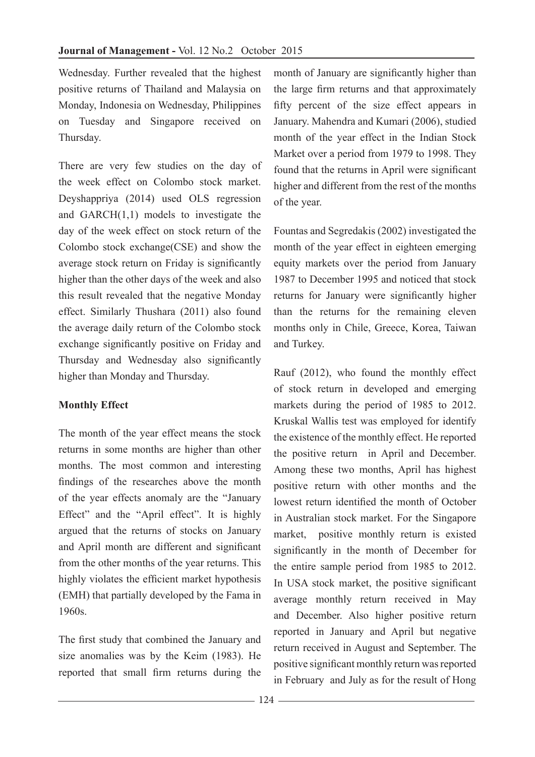Wednesday. Further revealed that the highest positive returns of Thailand and Malaysia on Monday, Indonesia on Wednesday, Philippines on Tuesday and Singapore received on Thursday.

There are very few studies on the day of the week effect on Colombo stock market. Deyshappriya (2014) used OLS regression and GARCH(1,1) models to investigate the day of the week effect on stock return of the Colombo stock exchange(CSE) and show the average stock return on Friday is significantly higher than the other days of the week and also this result revealed that the negative Monday effect. Similarly Thushara (2011) also found the average daily return of the Colombo stock exchange significantly positive on Friday and Thursday and Wednesday also significantly higher than Monday and Thursday.

**Monthly Effect**

The month of the year effect means the stock returns in some months are higher than other months. The most common and interesting findings of the researches above the month of the year effects anomaly are the "January Effect" and the "April effect". It is highly argued that the returns of stocks on January and April month are different and significant from the other months of the year returns. This highly violates the efficient market hypothesis (EMH) that partially developed by the Fama in 1960s.

The first study that combined the January and size anomalies was by the Keim (1983). He reported that small firm returns during the month of January are significantly higher than the large firm returns and that approximately fifty percent of the size effect appears in January. Mahendra and Kumari (2006), studied month of the year effect in the Indian Stock Market over a period from 1979 to 1998. They found that the returns in April were significant higher and different from the rest of the months of the year.

Fountas and Segredakis (2002) investigated the month of the year effect in eighteen emerging equity markets over the period from January 1987 to December 1995 and noticed that stock returns for January were significantly higher than the returns for the remaining eleven months only in Chile, Greece, Korea, Taiwan and Turkey.

Rauf (2012), who found the monthly effect of stock return in developed and emerging markets during the period of 1985 to 2012. Kruskal Wallis test was employed for identify the existence of the monthly effect. He reported the positive return in April and December. Among these two months, April has highest positive return with other months and the lowest return identified the month of October in Australian stock market. For the Singapore market, positive monthly return is existed significantly in the month of December for the entire sample period from 1985 to 2012. In USA stock market, the positive significant average monthly return received in May and December. Also higher positive return reported in January and April but negative return received in August and September. The positive significant monthly return was reported in February and July as for the result of Hong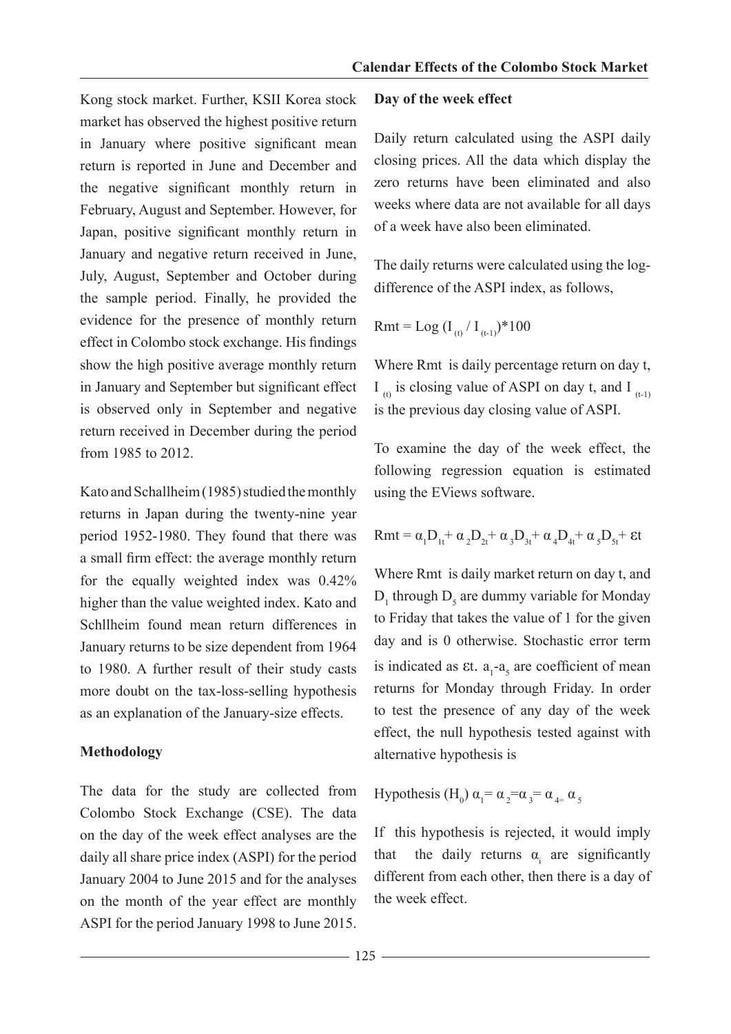Kong stock market. Further, KSII Korea stock market has observed the highest positive return in January where positive significant mean return is reported in June and December and the negative significant monthly return in February, August and September. However, for Japan, positive significant monthly return in January and negative return received in June, July, August, September and October during the sample period. Finally, he provided the evidence for the presence of monthly return effect in Colombo stock exchange. His findings show the high positive average monthly return in January and September but significant effect is observed only in September and negative return received in December during the period from 1985 to 2012.

Kato and Schallheim (1985) studied the monthly returns in Japan during the twenty-nine year period 1952-1980. They found that there was a small firm effect: the average monthly return for the equally weighted index was 0.42% higher than the value weighted index. Kato and Schllheim found mean return differences in January returns to be size dependent from 1964 to 1980. A further result of their study casts more doubt on the tax-loss-selling hypothesis as an explanation of the January-size effects.

**Methodology**

The data for the study are collected from Colombo Stock Exchange (CSE). The data on the day of the week effect analyses are the daily all share price index (ASPI) for the period January 2004 to June 2015 and for the analyses on the month of the year effect are monthly ASPI for the period January 1998 to June 2015.

**Day of the week effect**

Daily return calculated using the ASPI daily closing prices. All the data which display the zero returns have been eliminated and also weeks where data are not available for all days of a week have also been eliminated.

The daily returns were calculated using the log-difference of the ASPI index, as follows,

$$Rmt = \text{Log}\,(I_{(t)} / I_{(t-1)})*100$$

Where Rmt is daily percentage return on day t, $I_{(t)}$ is closing value of ASPI on day t, and $I_{(t-1)}$ is the previous day closing value of ASPI.

To examine the day of the week effect, the following regression equation is estimated using the EViews software.

$$Rmt = \alpha_1 D_{1t} + \alpha_2 D_{2t} + \alpha_3 D_{3t} + \alpha_4 D_{4t} + \alpha_5 D_{5t} + \varepsilon t$$

Where Rmt is daily market return on day t, and $D_1$ through $D_5$ are dummy variable for Monday to Friday that takes the value of 1 for the given day and is 0 otherwise. Stochastic error term is indicated as $\varepsilon t$. $a_1$-$a_5$ are coefficient of mean returns for Monday through Friday. In order to test the presence of any day of the week effect, the null hypothesis tested against with alternative hypothesis is

Hypothesis $(H_0)$ $\alpha_1 = \alpha_2 = \alpha_3 = \alpha_4 = \alpha_5$

If this hypothesis is rejected, it would imply that the daily returns $\alpha_i$ are significantly different from each other, then there is a day of the week effect.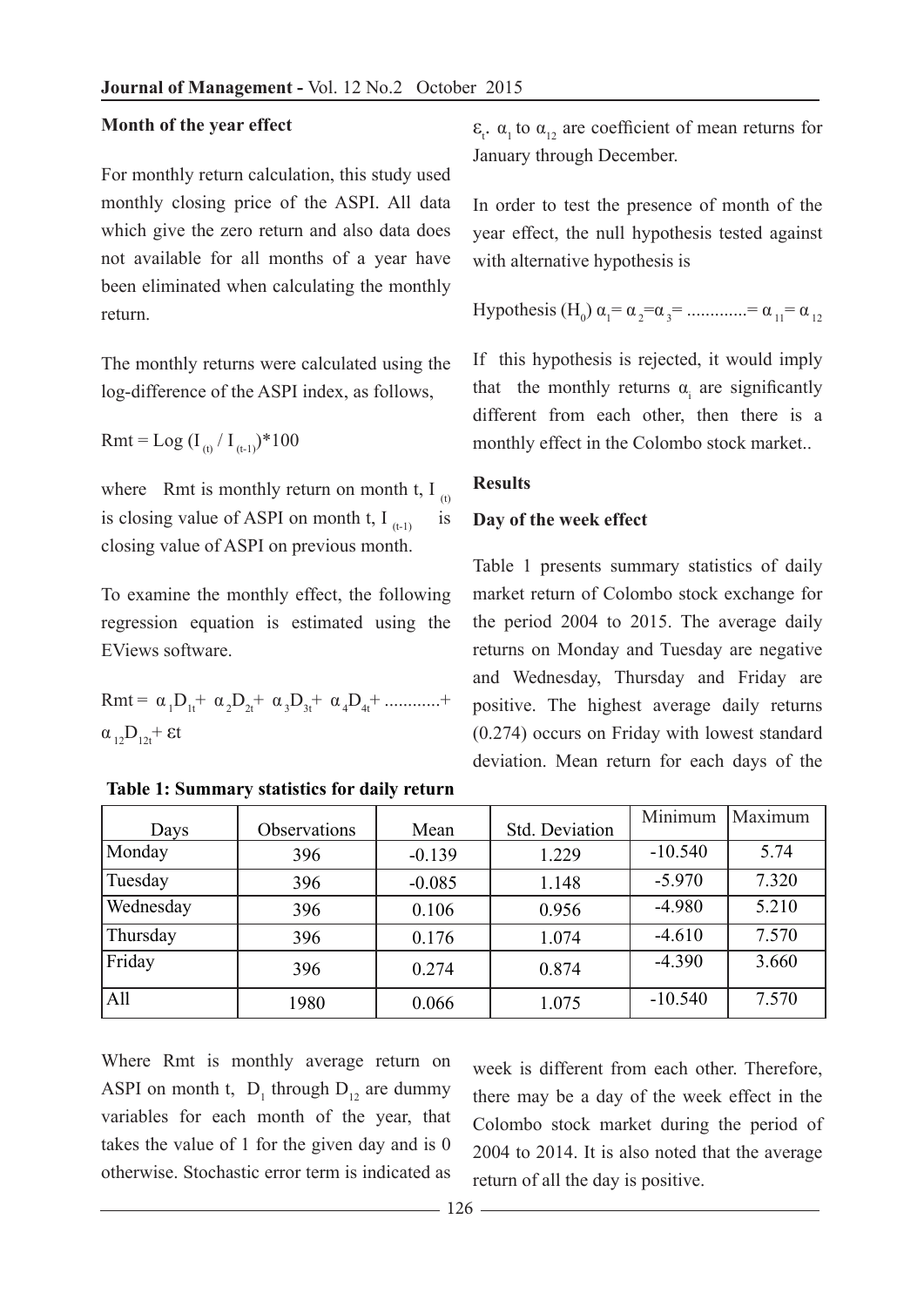### Month of the year effect

For monthly return calculation, this study used monthly closing price of the ASPI. All data which give the zero return and also data does not available for all months of a year have been eliminated when calculating the monthly return.

The monthly returns were calculated using the log-difference of the ASPI index, as follows,

$$Rmt = \text{Log}\,(I_{(t)} / I_{(t-1)})*100$$

where Rmt is monthly return on month t, $I_{(t)}$ is closing value of ASPI on month t, $I_{(t-1)}$ is closing value of ASPI on previous month.

To examine the monthly effect, the following regression equation is estimated using the EViews software.

$$Rmt = \alpha_1 D_{1t} + \alpha_2 D_{2t} + \alpha_3 D_{3t} + \alpha_4 D_{4t} + ........... + \alpha_{12} D_{12t} + \varepsilon t$$

Where Rmt is monthly average return on ASPI on month t, $D_1$ through $D_{12}$ are dummy variables for each month of the year, that takes the value of 1 for the given day and is 0 otherwise. Stochastic error term is indicated as $\varepsilon_t$. $\alpha_1$ to $\alpha_{12}$ are coefficient of mean returns for January through December.

In order to test the presence of month of the year effect, the null hypothesis tested against with alternative hypothesis is

Hypothesis ($H_0$) $\alpha_1 = \alpha_2 = \alpha_3 = ............ = \alpha_{11} = \alpha_{12}$

If this hypothesis is rejected, it would imply that the monthly returns $\alpha_i$ are significantly different from each other, then there is a monthly effect in the Colombo stock market..

## Results

### Day of the week effect

Table 1 presents summary statistics of daily market return of Colombo stock exchange for the period 2004 to 2015. The average daily returns on Monday and Tuesday are negative and Wednesday, Thursday and Friday are positive. The highest average daily returns (0.274) occurs on Friday with lowest standard deviation. Mean return for each days of the week is different from each other. Therefore, there may be a day of the week effect in the Colombo stock market during the period of 2004 to 2014. It is also noted that the average return of all the day is positive.

**Table 1: Summary statistics for daily return**

| Days | Observations | Mean | Std. Deviation | Minimum | Maximum |
|---|---|---|---|---|---|
| Monday | 396 | -0.139 | 1.229 | -10.540 | 5.74 |
| Tuesday | 396 | -0.085 | 1.148 | -5.970 | 7.320 |
| Wednesday | 396 | 0.106 | 0.956 | -4.980 | 5.210 |
| Thursday | 396 | 0.176 | 1.074 | -4.610 | 7.570 |
| Friday | 396 | 0.274 | 0.874 | -4.390 | 3.660 |
| All | 1980 | 0.066 | 1.075 | -10.540 | 7.570 |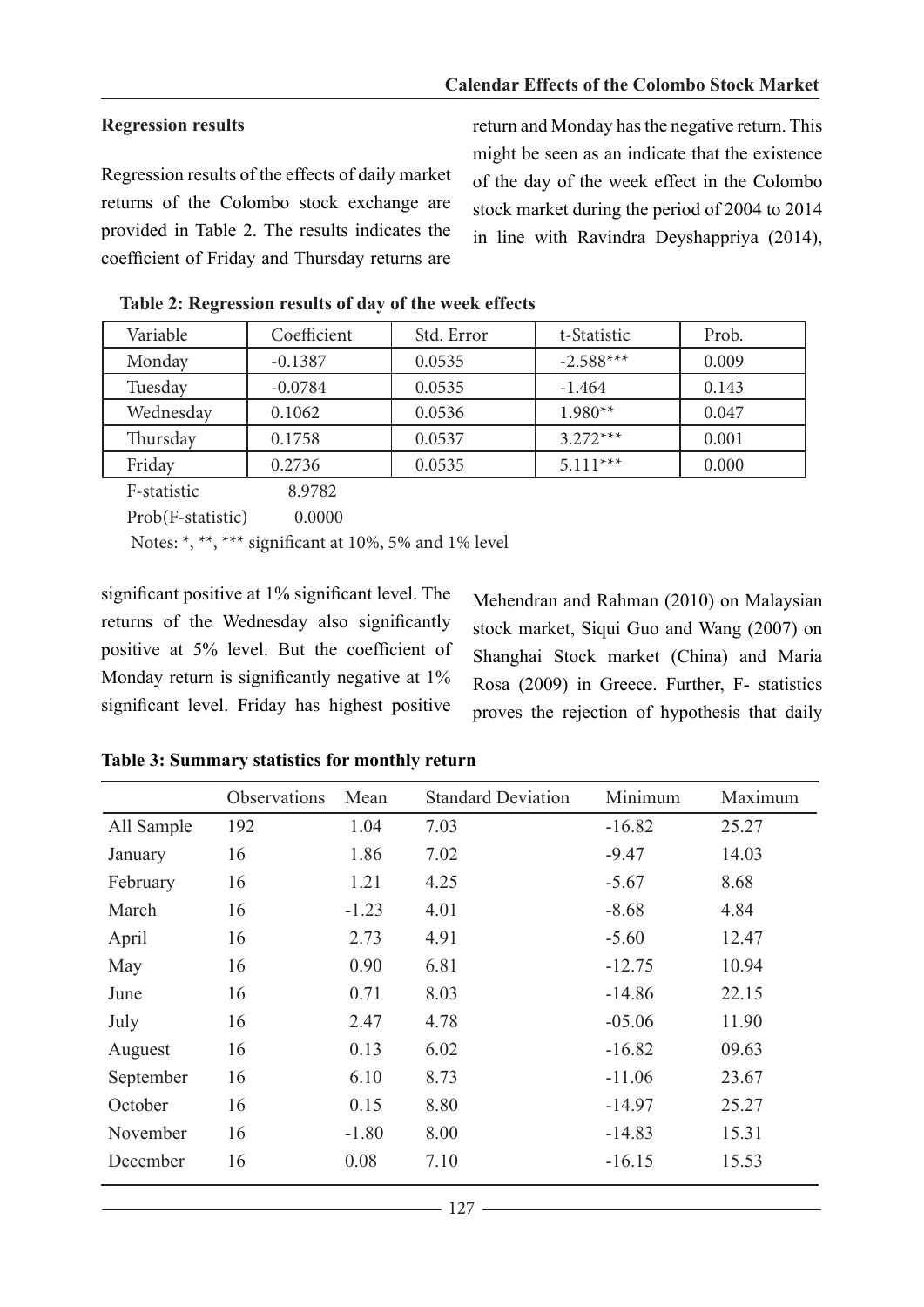**Regression results**

Regression results of the effects of daily market returns of the Colombo stock exchange are provided in Table 2. The results indicates the coefficient of Friday and Thursday returns are significant positive at 1% significant level. The returns of the Wednesday also significantly positive at 5% level. But the coefficient of Monday return is significantly negative at 1% significant level. Friday has highest positive return and Monday has the negative return. This might be seen as an indicate that the existence of the day of the week effect in the Colombo stock market during the period of 2004 to 2014 in line with Ravindra Deyshappriya (2014), Mehendran and Rahman (2010) on Malaysian stock market, Siqui Guo and Wang (2007) on Shanghai Stock market (China) and Maria Rosa (2009) in Greece. Further, F- statistics proves the rejection of hypothesis that daily

**Table 2: Regression results of day of the week effects**

| Variable | Coefficient | Std. Error | t-Statistic | Prob. |
|---|---|---|---|---|
| Monday | -0.1387 | 0.0535 | -2.588*** | 0.009 |
| Tuesday | -0.0784 | 0.0535 | -1.464 | 0.143 |
| Wednesday | 0.1062 | 0.0536 | 1.980** | 0.047 |
| Thursday | 0.1758 | 0.0537 | 3.272*** | 0.001 |
| Friday | 0.2736 | 0.0535 | 5.111*** | 0.000 |

F-statistic 8.9782

Prob(F-statistic) 0.0000

Notes: *, **, *** significant at 10%, 5% and 1% level

**Table 3: Summary statistics for monthly return**

| | Observations | Mean | Standard Deviation | Minimum | Maximum |
|---|---|---|---|---|---|
| All Sample | 192 | 1.04 | 7.03 | -16.82 | 25.27 |
| January | 16 | 1.86 | 7.02 | -9.47 | 14.03 |
| February | 16 | 1.21 | 4.25 | -5.67 | 8.68 |
| March | 16 | -1.23 | 4.01 | -8.68 | 4.84 |
| April | 16 | 2.73 | 4.91 | -5.60 | 12.47 |
| May | 16 | 0.90 | 6.81 | -12.75 | 10.94 |
| June | 16 | 0.71 | 8.03 | -14.86 | 22.15 |
| July | 16 | 2.47 | 4.78 | -05.06 | 11.90 |
| Auguest | 16 | 0.13 | 6.02 | -16.82 | 09.63 |
| September | 16 | 6.10 | 8.73 | -11.06 | 23.67 |
| October | 16 | 0.15 | 8.80 | -14.97 | 25.27 |
| November | 16 | -1.80 | 8.00 | -14.83 | 15.31 |
| December | 16 | 0.08 | 7.10 | -16.15 | 15.53 |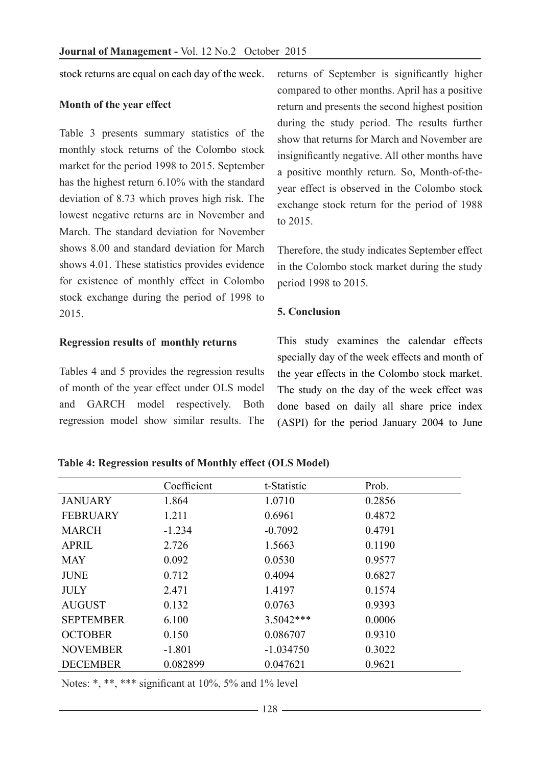stock returns are equal on each day of the week.

**Month of the year effect**

Table 3 presents summary statistics of the monthly stock returns of the Colombo stock market for the period 1998 to 2015. September has the highest return 6.10% with the standard deviation of 8.73 which proves high risk. The lowest negative returns are in November and March. The standard deviation for November shows 8.00 and standard deviation for March shows 4.01. These statistics provides evidence for existence of monthly effect in Colombo stock exchange during the period of 1998 to 2015.

**Regression results of monthly returns**

Tables 4 and 5 provides the regression results of month of the year effect under OLS model and GARCH model respectively. Both regression model show similar results. The returns of September is significantly higher compared to other months. April has a positive return and presents the second highest position during the study period. The results further show that returns for March and November are insignificantly negative. All other months have a positive monthly return. So, Month-of-the-year effect is observed in the Colombo stock exchange stock return for the period of 1988 to 2015.

Therefore, the study indicates September effect in the Colombo stock market during the study period 1998 to 2015.

**5. Conclusion**

This study examines the calendar effects specially day of the week effects and month of the year effects in the Colombo stock market. The study on the day of the week effect was done based on daily all share price index (ASPI) for the period January 2004 to June

**Table 4: Regression results of Monthly effect (OLS Model)**

| | Coefficient | t-Statistic | Prob. |
|---|---|---|---|
| JANUARY | 1.864 | 1.0710 | 0.2856 |
| FEBRUARY | 1.211 | 0.6961 | 0.4872 |
| MARCH | -1.234 | -0.7092 | 0.4791 |
| APRIL | 2.726 | 1.5663 | 0.1190 |
| MAY | 0.092 | 0.0530 | 0.9577 |
| JUNE | 0.712 | 0.4094 | 0.6827 |
| JULY | 2.471 | 1.4197 | 0.1574 |
| AUGUST | 0.132 | 0.0763 | 0.9393 |
| SEPTEMBER | 6.100 | 3.5042*** | 0.0006 |
| OCTOBER | 0.150 | 0.086707 | 0.9310 |
| NOVEMBER | -1.801 | -1.034750 | 0.3022 |
| DECEMBER | 0.082899 | 0.047621 | 0.9621 |

Notes: *, **, *** significant at 10%, 5% and 1% level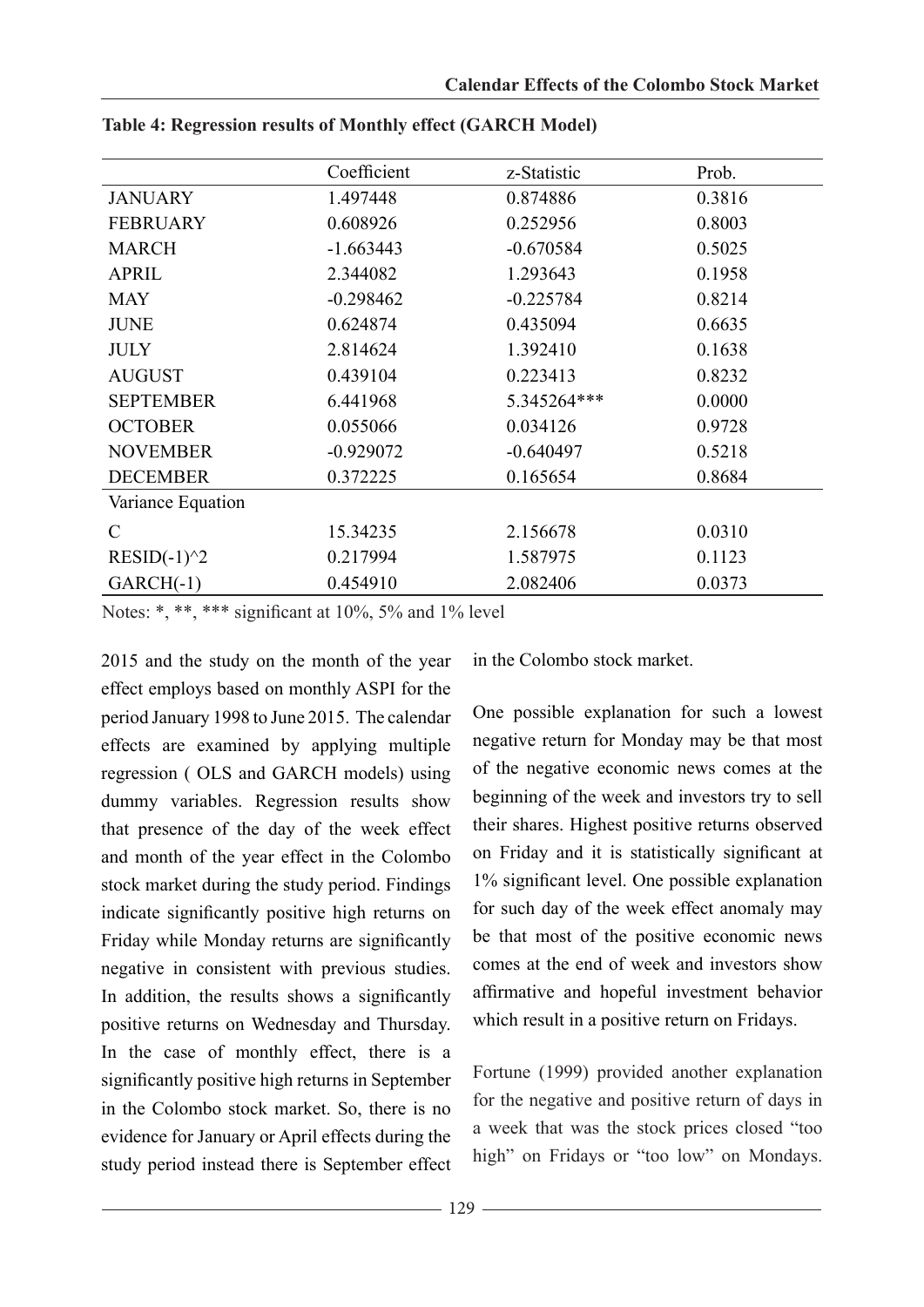**Table 4: Regression results of Monthly effect (GARCH Model)**

| | Coefficient | z-Statistic | Prob. |
|---|---|---|---|
| JANUARY | 1.497448 | 0.874886 | 0.3816 |
| FEBRUARY | 0.608926 | 0.252956 | 0.8003 |
| MARCH | -1.663443 | -0.670584 | 0.5025 |
| APRIL | 2.344082 | 1.293643 | 0.1958 |
| MAY | -0.298462 | -0.225784 | 0.8214 |
| JUNE | 0.624874 | 0.435094 | 0.6635 |
| JULY | 2.814624 | 1.392410 | 0.1638 |
| AUGUST | 0.439104 | 0.223413 | 0.8232 |
| SEPTEMBER | 6.441968 | 5.345264*** | 0.0000 |
| OCTOBER | 0.055066 | 0.034126 | 0.9728 |
| NOVEMBER | -0.929072 | -0.640497 | 0.5218 |
| DECEMBER | 0.372225 | 0.165654 | 0.8684 |
| Variance Equation | | | |
| C | 15.34235 | 2.156678 | 0.0310 |
| RESID(-1)^2 | 0.217994 | 1.587975 | 0.1123 |
| GARCH(-1) | 0.454910 | 2.082406 | 0.0373 |

Notes: *, **, *** significant at 10%, 5% and 1% level

2015 and the study on the month of the year effect employs based on monthly ASPI for the period January 1998 to June 2015. The calendar effects are examined by applying multiple regression ( OLS and GARCH models) using dummy variables. Regression results show that presence of the day of the week effect and month of the year effect in the Colombo stock market during the study period. Findings indicate significantly positive high returns on Friday while Monday returns are significantly negative in consistent with previous studies. In addition, the results shows a significantly positive returns on Wednesday and Thursday. In the case of monthly effect, there is a significantly positive high returns in September in the Colombo stock market. So, there is no evidence for January or April effects during the study period instead there is September effect in the Colombo stock market.

One possible explanation for such a lowest negative return for Monday may be that most of the negative economic news comes at the beginning of the week and investors try to sell their shares. Highest positive returns observed on Friday and it is statistically significant at 1% significant level. One possible explanation for such day of the week effect anomaly may be that most of the positive economic news comes at the end of week and investors show affirmative and hopeful investment behavior which result in a positive return on Fridays.

Fortune (1999) provided another explanation for the negative and positive return of days in a week that was the stock prices closed "too high" on Fridays or "too low" on Mondays.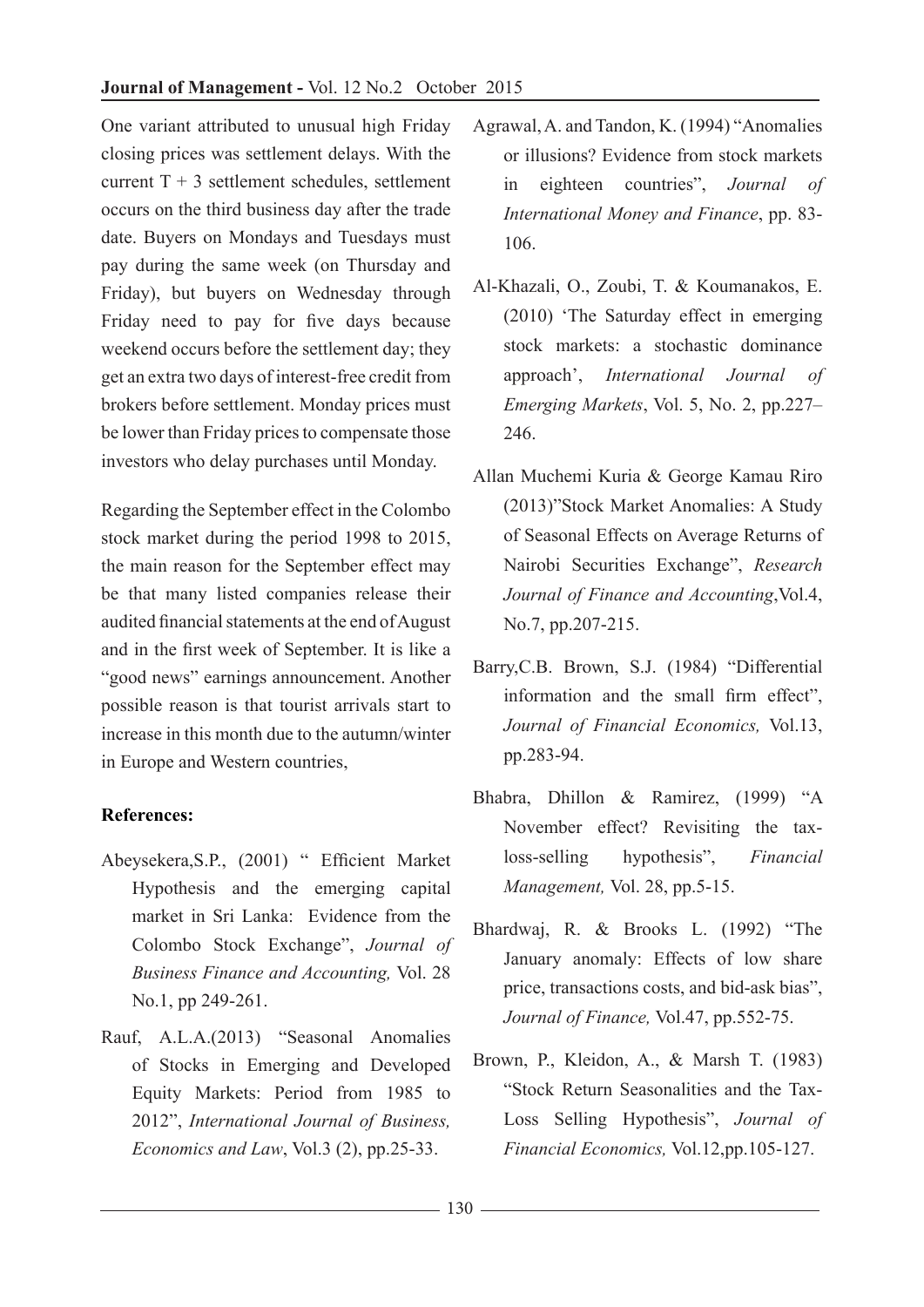One variant attributed to unusual high Friday closing prices was settlement delays. With the current T + 3 settlement schedules, settlement occurs on the third business day after the trade date. Buyers on Mondays and Tuesdays must pay during the same week (on Thursday and Friday), but buyers on Wednesday through Friday need to pay for five days because weekend occurs before the settlement day; they get an extra two days of interest-free credit from brokers before settlement. Monday prices must be lower than Friday prices to compensate those investors who delay purchases until Monday.

Regarding the September effect in the Colombo stock market during the period 1998 to 2015, the main reason for the September effect may be that many listed companies release their audited financial statements at the end of August and in the first week of September. It is like a "good news" earnings announcement. Another possible reason is that tourist arrivals start to increase in this month due to the autumn/winter in Europe and Western countries,

**References:**

Abeysekera,S.P., (2001) " Efficient Market Hypothesis and the emerging capital market in Sri Lanka: Evidence from the Colombo Stock Exchange", *Journal of Business Finance and Accounting,* Vol. 28 No.1, pp 249-261.

Rauf, A.L.A.(2013) "Seasonal Anomalies of Stocks in Emerging and Developed Equity Markets: Period from 1985 to 2012", *International Journal of Business, Economics and Law*, Vol.3 (2), pp.25-33.

Agrawal, A. and Tandon, K. (1994) "Anomalies or illusions? Evidence from stock markets in eighteen countries", *Journal of International Money and Finance*, pp. 83-106.

Al-Khazali, O., Zoubi, T. & Koumanakos, E. (2010) 'The Saturday effect in emerging stock markets: a stochastic dominance approach', *International Journal of Emerging Markets*, Vol. 5, No. 2, pp.227–246.

Allan Muchemi Kuria & George Kamau Riro (2013)"Stock Market Anomalies: A Study of Seasonal Effects on Average Returns of Nairobi Securities Exchange", *Research Journal of Finance and Accounting*,Vol.4, No.7, pp.207-215.

Barry,C.B. Brown, S.J. (1984) "Differential information and the small firm effect", *Journal of Financial Economics,* Vol.13, pp.283-94.

Bhabra, Dhillon & Ramirez, (1999) "A November effect? Revisiting the tax-loss-selling hypothesis", *Financial Management,* Vol. 28, pp.5-15.

Bhardwaj, R. & Brooks L. (1992) "The January anomaly: Effects of low share price, transactions costs, and bid-ask bias", *Journal of Finance,* Vol.47, pp.552-75.

Brown, P., Kleidon, A., & Marsh T. (1983) "Stock Return Seasonalities and the Tax-Loss Selling Hypothesis", *Journal of Financial Economics,* Vol.12,pp.105-127.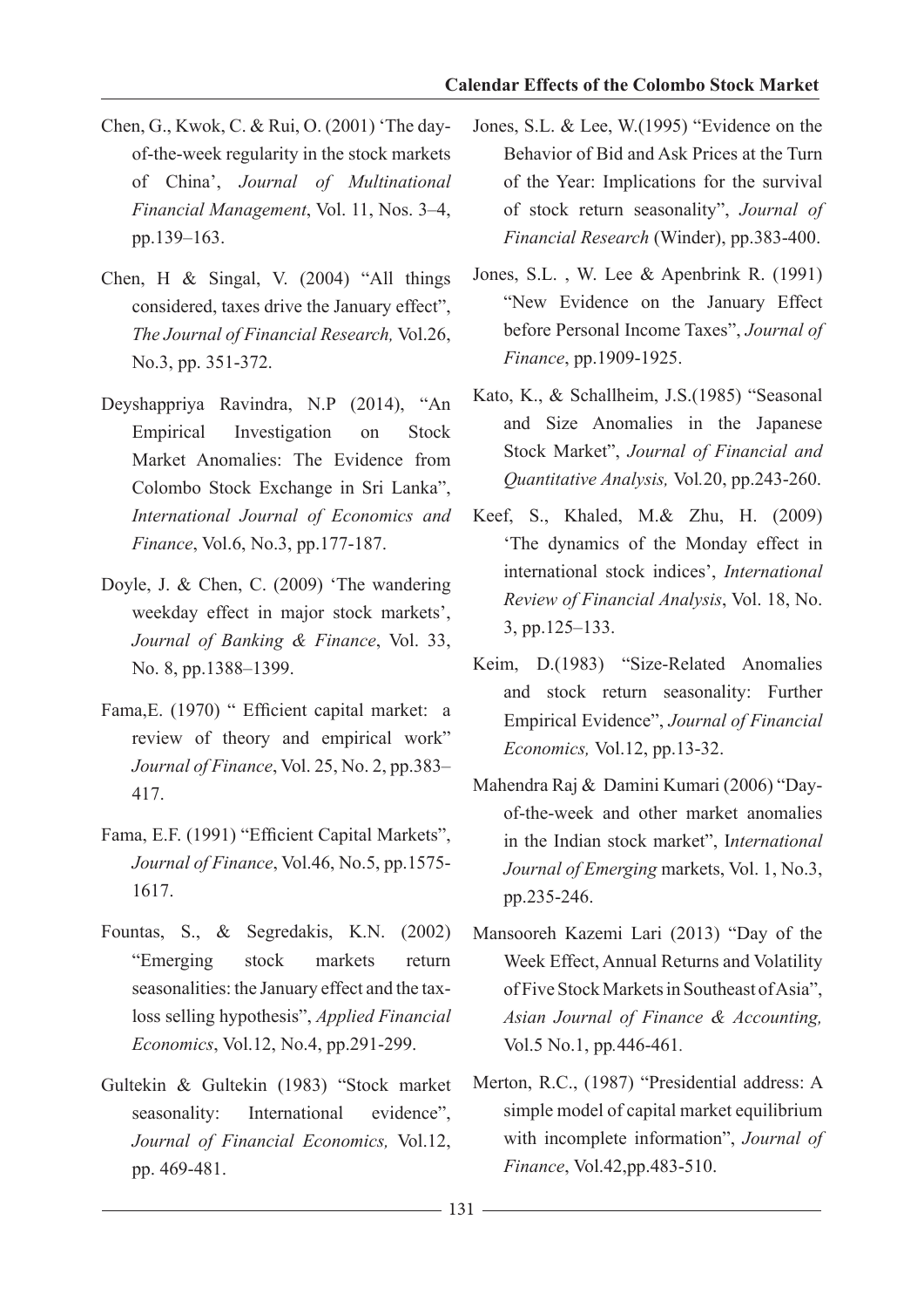Chen, G., Kwok, C. & Rui, O. (2001) 'The day-of-the-week regularity in the stock markets of China', *Journal of Multinational Financial Management*, Vol. 11, Nos. 3–4, pp.139–163.

Chen, H & Singal, V. (2004) "All things considered, taxes drive the January effect", *The Journal of Financial Research,* Vol.26, No.3, pp. 351-372.

Deyshappriya Ravindra, N.P (2014), "An Empirical Investigation on Stock Market Anomalies: The Evidence from Colombo Stock Exchange in Sri Lanka", *International Journal of Economics and Finance*, Vol.6, No.3, pp.177-187.

Doyle, J. & Chen, C. (2009) 'The wandering weekday effect in major stock markets', *Journal of Banking & Finance*, Vol. 33, No. 8, pp.1388–1399.

Fama,E. (1970) " Efficient capital market: a review of theory and empirical work" *Journal of Finance*, Vol. 25, No. 2, pp.383–417.

Fama, E.F. (1991) "Efficient Capital Markets", *Journal of Finance*, Vol.46, No.5, pp.1575-1617.

Fountas, S., & Segredakis, K.N. (2002) "Emerging stock markets return seasonalities: the January effect and the tax-loss selling hypothesis", *Applied Financial Economics*, Vol.12, No.4, pp.291-299.

Gultekin & Gultekin (1983) "Stock market seasonality: International evidence", *Journal of Financial Economics,* Vol.12, pp. 469-481.

Jones, S.L. & Lee, W.(1995) "Evidence on the Behavior of Bid and Ask Prices at the Turn of the Year: Implications for the survival of stock return seasonality", *Journal of Financial Research* (Winder), pp.383-400.

Jones, S.L. , W. Lee & Apenbrink R. (1991) "New Evidence on the January Effect before Personal Income Taxes", *Journal of Finance*, pp.1909-1925.

Kato, K., & Schallheim, J.S.(1985) "Seasonal and Size Anomalies in the Japanese Stock Market", *Journal of Financial and Quantitative Analysis,* Vol.20, pp.243-260.

Keef, S., Khaled, M.& Zhu, H. (2009) 'The dynamics of the Monday effect in international stock indices', *International Review of Financial Analysis*, Vol. 18, No. 3, pp.125–133.

Keim, D.(1983) "Size-Related Anomalies and stock return seasonality: Further Empirical Evidence", *Journal of Financial Economics,* Vol.12, pp.13-32.

Mahendra Raj & Damini Kumari (2006) "Day-of-the-week and other market anomalies in the Indian stock market", I*nternational Journal of Emerging* markets, Vol. 1, No.3, pp.235-246.

Mansooreh Kazemi Lari (2013) "Day of the Week Effect, Annual Returns and Volatility of Five Stock Markets in Southeast of Asia", *Asian Journal of Finance & Accounting,* Vol.5 No.1, pp.446-461.

Merton, R.C., (1987) "Presidential address: A simple model of capital market equilibrium with incomplete information", *Journal of Finance*, Vol.42,pp.483-510.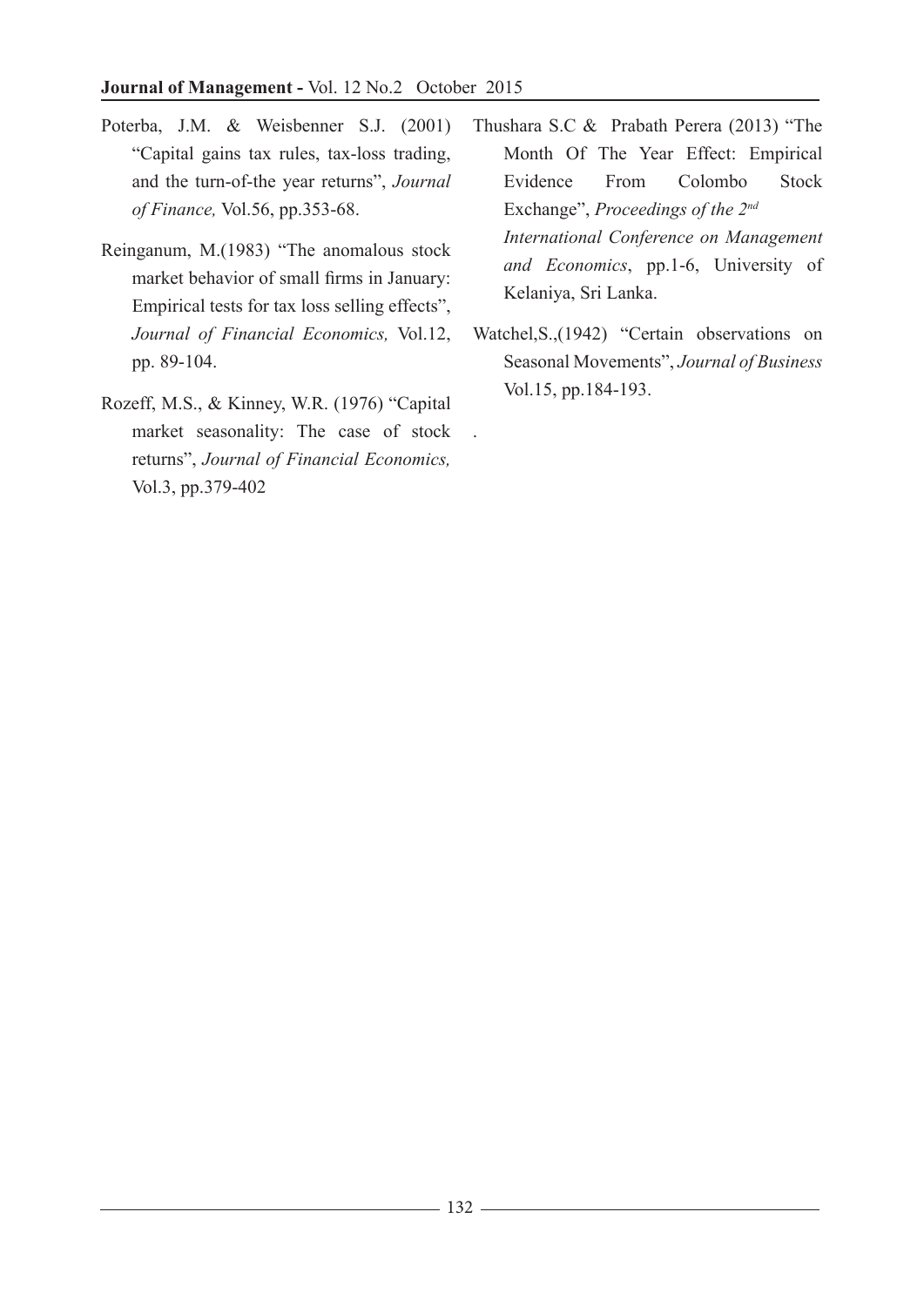Poterba, J.M. & Weisbenner S.J. (2001) "Capital gains tax rules, tax-loss trading, and the turn-of-the year returns", *Journal of Finance,* Vol.56, pp.353-68.

Reinganum, M.(1983) "The anomalous stock market behavior of small firms in January: Empirical tests for tax loss selling effects", *Journal of Financial Economics,* Vol.12, pp. 89-104.

Rozeff, M.S., & Kinney, W.R. (1976) "Capital market seasonality: The case of stock returns", *Journal of Financial Economics,* Vol.3, pp.379-402

Thushara S.C & Prabath Perera (2013) "The Month Of The Year Effect: Empirical Evidence From Colombo Stock Exchange", *Proceedings of the 2nd International Conference on Management and Economics*, pp.1-6, University of Kelaniya, Sri Lanka.

Watchel,S.,(1942) "Certain observations on Seasonal Movements", *Journal of Business* Vol.15, pp.184-193.